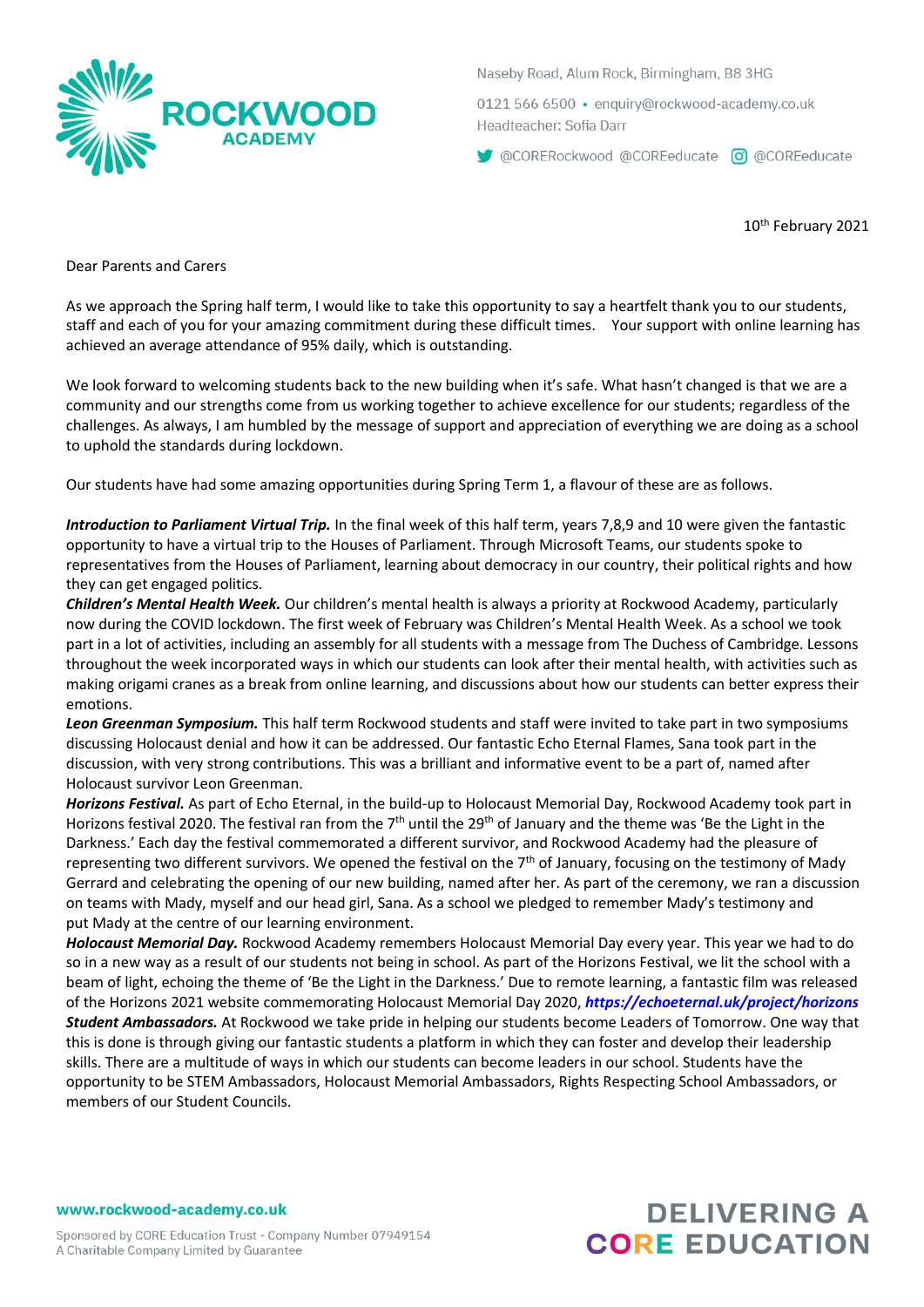Naseby Road, Alum Rock, Birmingham, B8 3HG

0121 566 6500 • enquiry@rockwood-academy.co.uk
Headteacher: Sofia Darr

@CORERockwood @COREeducate @COREeducate

10th February 2021

Dear Parents and Carers

As we approach the Spring half term, I would like to take this opportunity to say a heartfelt thank you to our students, staff and each of you for your amazing commitment during these difficult times. Your support with online learning has achieved an average attendance of 95% daily, which is outstanding.

We look forward to welcoming students back to the new building when it's safe. What hasn't changed is that we are a community and our strengths come from us working together to achieve excellence for our students; regardless of the challenges. As always, I am humbled by the message of support and appreciation of everything we are doing as a school to uphold the standards during lockdown.

Our students have had some amazing opportunities during Spring Term 1, a flavour of these are as follows.

***Introduction to Parliament Virtual Trip.*** In the final week of this half term, years 7,8,9 and 10 were given the fantastic opportunity to have a virtual trip to the Houses of Parliament. Through Microsoft Teams, our students spoke to representatives from the Houses of Parliament, learning about democracy in our country, their political rights and how they can get engaged politics.

***Children's Mental Health Week.*** Our children's mental health is always a priority at Rockwood Academy, particularly now during the COVID lockdown. The first week of February was Children's Mental Health Week. As a school we took part in a lot of activities, including an assembly for all students with a message from The Duchess of Cambridge. Lessons throughout the week incorporated ways in which our students can look after their mental health, with activities such as making origami cranes as a break from online learning, and discussions about how our students can better express their emotions.

***Leon Greenman Symposium.*** This half term Rockwood students and staff were invited to take part in two symposiums discussing Holocaust denial and how it can be addressed. Our fantastic Echo Eternal Flames, Sana took part in the discussion, with very strong contributions. This was a brilliant and informative event to be a part of, named after Holocaust survivor Leon Greenman.

***Horizons Festival.*** As part of Echo Eternal, in the build-up to Holocaust Memorial Day, Rockwood Academy took part in Horizons festival 2020. The festival ran from the 7th until the 29th of January and the theme was 'Be the Light in the Darkness.' Each day the festival commemorated a different survivor, and Rockwood Academy had the pleasure of representing two different survivors. We opened the festival on the 7th of January, focusing on the testimony of Mady Gerrard and celebrating the opening of our new building, named after her. As part of the ceremony, we ran a discussion on teams with Mady, myself and our head girl, Sana. As a school we pledged to remember Mady's testimony and put Mady at the centre of our learning environment.

***Holocaust Memorial Day.*** Rockwood Academy remembers Holocaust Memorial Day every year. This year we had to do so in a new way as a result of our students not being in school. As part of the Horizons Festival, we lit the school with a beam of light, echoing the theme of 'Be the Light in the Darkness.' Due to remote learning, a fantastic film was released of the Horizons 2021 website commemorating Holocaust Memorial Day 2020, ***https://echoeternal.uk/project/horizons***

***Student Ambassadors.*** At Rockwood we take pride in helping our students become Leaders of Tomorrow. One way that this is done is through giving our fantastic students a platform in which they can foster and develop their leadership skills. There are a multitude of ways in which our students can become leaders in our school. Students have the opportunity to be STEM Ambassadors, Holocaust Memorial Ambassadors, Rights Respecting School Ambassadors, or members of our Student Councils.

www.rockwood-academy.co.uk

Sponsored by CORE Education Trust - Company Number 07949154
A Charitable Company Limited by Guarantee

DELIVERING A CORE EDUCATION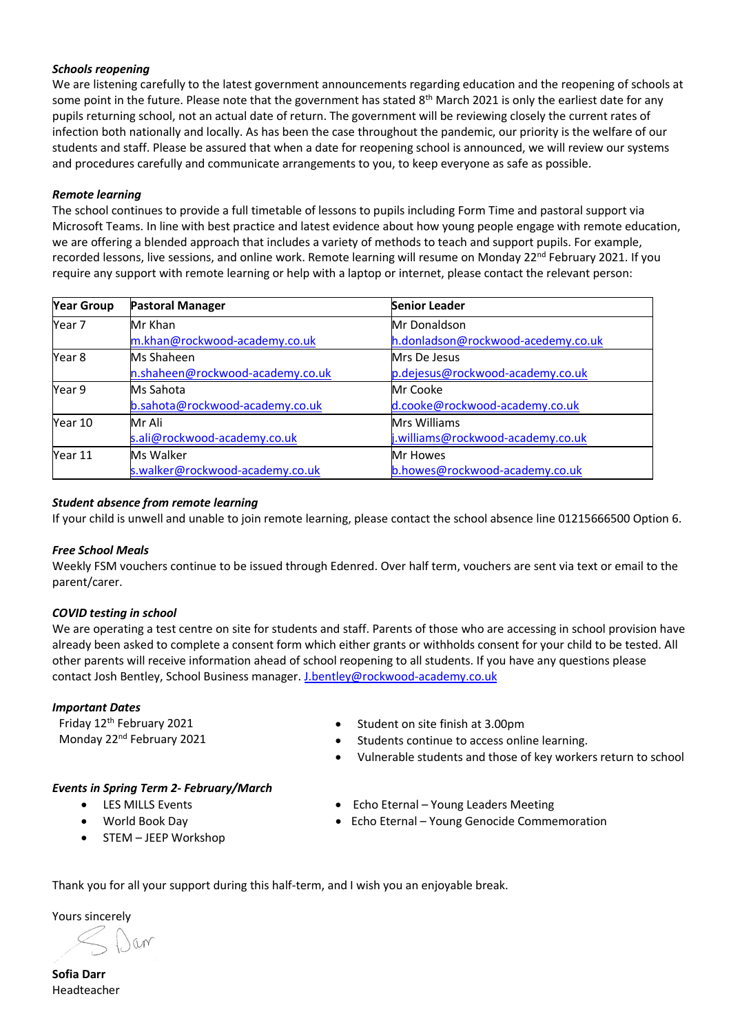***Schools reopening***

We are listening carefully to the latest government announcements regarding education and the reopening of schools at some point in the future. Please note that the government has stated 8th March 2021 is only the earliest date for any pupils returning school, not an actual date of return. The government will be reviewing closely the current rates of infection both nationally and locally. As has been the case throughout the pandemic, our priority is the welfare of our students and staff. Please be assured that when a date for reopening school is announced, we will review our systems and procedures carefully and communicate arrangements to you, to keep everyone as safe as possible.

***Remote learning***

The school continues to provide a full timetable of lessons to pupils including Form Time and pastoral support via Microsoft Teams. In line with best practice and latest evidence about how young people engage with remote education, we are offering a blended approach that includes a variety of methods to teach and support pupils. For example, recorded lessons, live sessions, and online work. Remote learning will resume on Monday 22nd February 2021. If you require any support with remote learning or help with a laptop or internet, please contact the relevant person:

| **Year Group** | **Pastoral Manager** | **Senior Leader** |
|---|---|---|
| Year 7 | Mr Khan<br>m.khan@rockwood-academy.co.uk | Mr Donaldson<br>h.donladson@rockwood-acedemy.co.uk |
| Year 8 | Ms Shaheen<br>n.shaheen@rockwood-academy.co.uk | Mrs De Jesus<br>p.dejesus@rockwood-academy.co.uk |
| Year 9 | Ms Sahota<br>b.sahota@rockwood-academy.co.uk | Mr Cooke<br>d.cooke@rockwood-academy.co.uk |
| Year 10 | Mr Ali<br>s.ali@rockwood-academy.co.uk | Mrs Williams<br>j.williams@rockwood-academy.co.uk |
| Year 11 | Ms Walker<br>s.walker@rockwood-academy.co.uk | Mr Howes<br>b.howes@rockwood-academy.co.uk |

***Student absence from remote learning***

If your child is unwell and unable to join remote learning, please contact the school absence line 01215666500 Option 6.

***Free School Meals***

Weekly FSM vouchers continue to be issued through Edenred. Over half term, vouchers are sent via text or email to the parent/carer.

***COVID testing in school***

We are operating a test centre on site for students and staff. Parents of those who are accessing in school provision have already been asked to complete a consent form which either grants or withholds consent for your child to be tested. All other parents will receive information ahead of school reopening to all students. If you have any questions please contact Josh Bentley, School Business manager. J.bentley@rockwood-academy.co.uk

***Important Dates***

Friday 12th February 2021
- Student on site finish at 3.00pm

Monday 22nd February 2021
- Students continue to access online learning.
- Vulnerable students and those of key workers return to school

***Events in Spring Term 2- February/March***

- LES MILLS Events
- World Book Day
- STEM – JEEP Workshop
- Echo Eternal – Young Leaders Meeting
- Echo Eternal – Young Genocide Commemoration

Thank you for all your support during this half-term, and I wish you an enjoyable break.

Yours sincerely

**Sofia Darr**
Headteacher